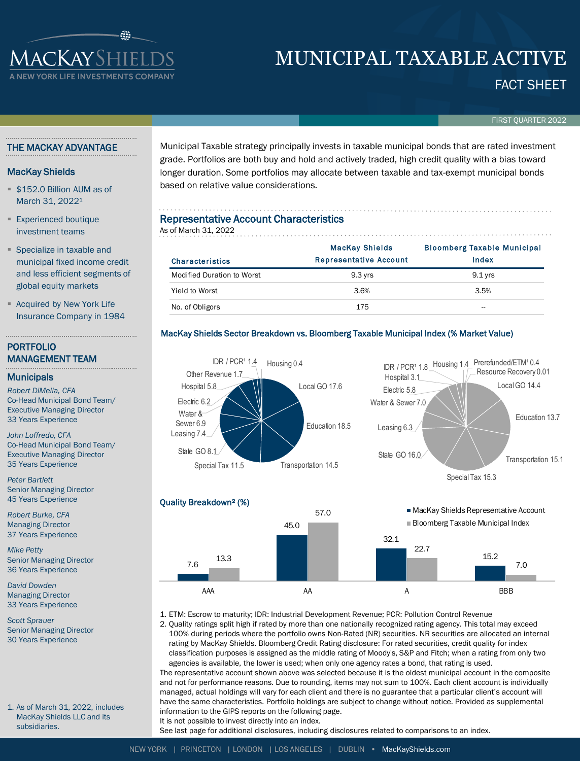# MUNICIPAL TAXABLE ACTIVE

## FACT SHEET

FIRST QUARTER 2022

## THE MACKAY ADVANTAGE

### MacKay Shields

- $152.0 Billion AUM as of March 31, 2022[1]
- Experienced boutique investment teams
- Specialize in taxable and municipal fixed income credit and less efficient segments of global equity markets
- Acquired by New York Life Insurance Company in 1984

## PORTFOLIO MANAGEMENT TEAM

### Municipals

*Robert DiMella, CFA*
Co-Head Municipal Bond Team/ Executive Managing Director
33 Years Experience

*John Loffredo, CFA*
Co-Head Municipal Bond Team/ Executive Managing Director
35 Years Experience

*Peter Bartlett*
Senior Managing Director
45 Years Experience

*Robert Burke, CFA*
Managing Director
37 Years Experience

*Mike Petty*
Senior Managing Director
36 Years Experience

*David Dowden*
Managing Director
33 Years Experience

*Scott Sprauer*
Senior Managing Director
30 Years Experience

1. As of March 31, 2022, includes MacKay Shields LLC and its subsidiaries.

Municipal Taxable strategy principally invests in taxable municipal bonds that are rated investment grade. Portfolios are both buy and hold and actively traded, high credit quality with a bias toward longer duration. Some portfolios may allocate between taxable and tax-exempt municipal bonds based on relative value considerations.

### Representative Account Characteristics

As of March 31, 2022

| Characteristics | MacKay Shields Representative Account | Bloomberg Taxable Municipal Index |
|---|---|---|
| Modified Duration to Worst | 9.3 yrs | 9.1 yrs |
| Yield to Worst | 3.6% | 3.5% |
| No. of Obligors | 175 | -- |

### MacKay Shields Sector Breakdown vs. Bloomberg Taxable Municipal Index (% Market Value)

| Sector | MacKay Shields | Bloomberg Taxable Municipal Index |
|---|---|---|
| Education | 18.5 | 13.7 |
| Local GO | 17.6 | 14.4 |
| Transportation | 14.5 | 15.1 |
| Special Tax | 11.5 | 15.3 |
| State GO | 8.1 | 16.0 |
| Leasing | 7.4 | 6.3 |
| Water & Sewer | 6.9 | 7.0 |
| Electric | 6.2 | 5.8 |
| Hospital | 5.8 | 3.1 |
| Other Revenue | 1.7 | |
| IDR / PCR[1] | 1.4 | 1.8 |
| Housing | 0.4 | 1.4 |
| Prerefunded/ETM[1] | | 0.4 |
| Resource Recovery | | 0.01 |

### Quality Breakdown[2] (%)

| Rating | MacKay Shields Representative Account | Bloomberg Taxable Municipal Index |
|---|---|---|
| AAA | 7.6 | 13.3 |
| AA | 45.0 | 57.0 |
| A | 32.1 | 22.7 |
| BBB | 15.2 | 7.0 |

1. ETM: Escrow to maturity; IDR: Industrial Development Revenue; PCR: Pollution Control Revenue
2. Quality ratings split high if rated by more than one nationally recognized rating agency. This total may exceed 100% during periods where the portfolio owns Non-Rated (NR) securities. NR securities are allocated an internal rating by MacKay Shields. Bloomberg Credit Rating disclosure: For rated securities, credit quality for index classification purposes is assigned as the middle rating of Moody's, S&P and Fitch; when a rating from only two agencies is available, the lower is used; when only one agency rates a bond, that rating is used.

The representative account shown above was selected because it is the oldest municipal account in the composite and not for performance reasons. Due to rounding, items may not sum to 100%. Each client account is individually managed, actual holdings will vary for each client and there is no guarantee that a particular client's account will have the same characteristics. Portfolio holdings are subject to change without notice. Provided as supplemental information to the GIPS reports on the following page.

It is not possible to invest directly into an index.

See last page for additional disclosures, including disclosures related to comparisons to an index.

NEW YORK | PRINCETON | LONDON | LOS ANGELES | DUBLIN • MacKayShields.com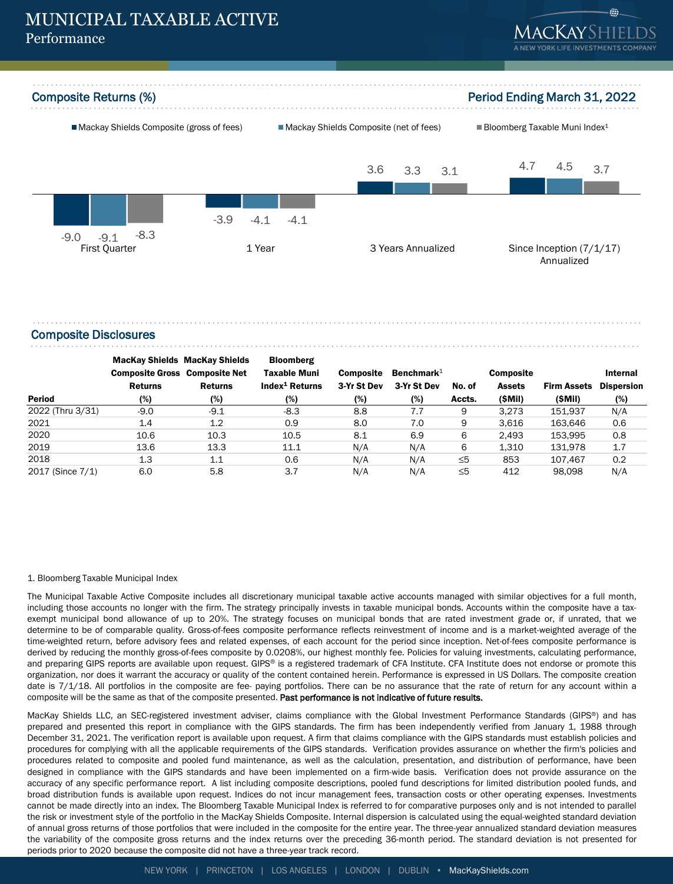# MUNICIPAL TAXABLE ACTIVE
## Performance

### Composite Returns (%)

**Period Ending March 31, 2022**

■ Mackay Shields Composite (gross of fees) ■ Mackay Shields Composite (net of fees) ■ Bloomberg Taxable Muni Index[1]

| | Mackay Shields Composite (gross of fees) | Mackay Shields Composite (net of fees) | Bloomberg Taxable Muni Index[1] |
|---|---|---|---|
| First Quarter | -9.0 | -9.1 | -8.3 |
| 1 Year | -3.9 | -4.1 | -4.1 |
| 3 Years Annualized | 3.6 | 3.3 | 3.1 |
| Since Inception (7/1/17) Annualized | 4.7 | 4.5 | 3.7 |

### Composite Disclosures

| Period | MacKay Shields Composite Gross Returns (%) | MacKay Shields Composite Net Returns (%) | Bloomberg Taxable Muni Index[1] Returns (%) | Composite 3-Yr St Dev (%) | Benchmark[1] 3-Yr St Dev (%) | No. of Accts. | Composite Assets ($Mil) | Firm Assets ($Mil) | Internal Dispersion (%) |
|---|---|---|---|---|---|---|---|---|---|
| 2022 (Thru 3/31) | -9.0 | -9.1 | -8.3 | 8.8 | 7.7 | 9 | 3,273 | 151,937 | N/A |
| 2021 | 1.4 | 1.2 | 0.9 | 8.0 | 7.0 | 9 | 3,616 | 163,646 | 0.6 |
| 2020 | 10.6 | 10.3 | 10.5 | 8.1 | 6.9 | 6 | 2,493 | 153,995 | 0.8 |
| 2019 | 13.6 | 13.3 | 11.1 | N/A | N/A | 6 | 1,310 | 131,978 | 1.7 |
| 2018 | 1.3 | 1.1 | 0.6 | N/A | N/A | ≤5 | 853 | 107,467 | 0.2 |
| 2017 (Since 7/1) | 6.0 | 5.8 | 3.7 | N/A | N/A | ≤5 | 412 | 98,098 | N/A |

1. Bloomberg Taxable Municipal Index

The Municipal Taxable Active Composite includes all discretionary municipal taxable active accounts managed with similar objectives for a full month, including those accounts no longer with the firm. The strategy principally invests in taxable municipal bonds. Accounts within the composite have a tax-exempt municipal bond allowance of up to 20%. The strategy focuses on municipal bonds that are rated investment grade or, if unrated, that we determine to be of comparable quality. Gross-of-fees composite performance reflects reinvestment of income and is a market-weighted average of the time-weighted return, before advisory fees and related expenses, of each account for the period since inception. Net-of-fees composite performance is derived by reducing the monthly gross-of-fees composite by 0.0208%, our highest monthly fee. Policies for valuing investments, calculating performance, and preparing GIPS reports are available upon request. GIPS® is a registered trademark of CFA Institute. CFA Institute does not endorse or promote this organization, nor does it warrant the accuracy or quality of the content contained herein. Performance is expressed in US Dollars. The composite creation date is 7/1/18. All portfolios in the composite are fee- paying portfolios. There can be no assurance that the rate of return for any account within a composite will be the same as that of the composite presented. **Past performance is not indicative of future results.**

MacKay Shields LLC, an SEC-registered investment adviser, claims compliance with the Global Investment Performance Standards (GIPS®) and has prepared and presented this report in compliance with the GIPS standards. The firm has been independently verified from January 1, 1988 through December 31, 2021. The verification report is available upon request. A firm that claims compliance with the GIPS standards must establish policies and procedures for complying with all the applicable requirements of the GIPS standards. Verification provides assurance on whether the firm's policies and procedures related to composite and pooled fund maintenance, as well as the calculation, presentation, and distribution of performance, have been designed in compliance with the GIPS standards and have been implemented on a firm-wide basis. Verification does not provide assurance on the accuracy of any specific performance report. A list including composite descriptions, pooled fund descriptions for limited distribution pooled funds, and broad distribution funds is available upon request. Indices do not incur management fees, transaction costs or other operating expenses. Investments cannot be made directly into an index. The Bloomberg Taxable Municipal Index is referred to for comparative purposes only and is not intended to parallel the risk or investment style of the portfolio in the MacKay Shields Composite. Internal dispersion is calculated using the equal-weighted standard deviation of annual gross returns of those portfolios that were included in the composite for the entire year. The three-year annualized standard deviation measures the variability of the composite gross returns and the index returns over the preceding 36-month period. The standard deviation is not presented for periods prior to 2020 because the composite did not have a three-year track record.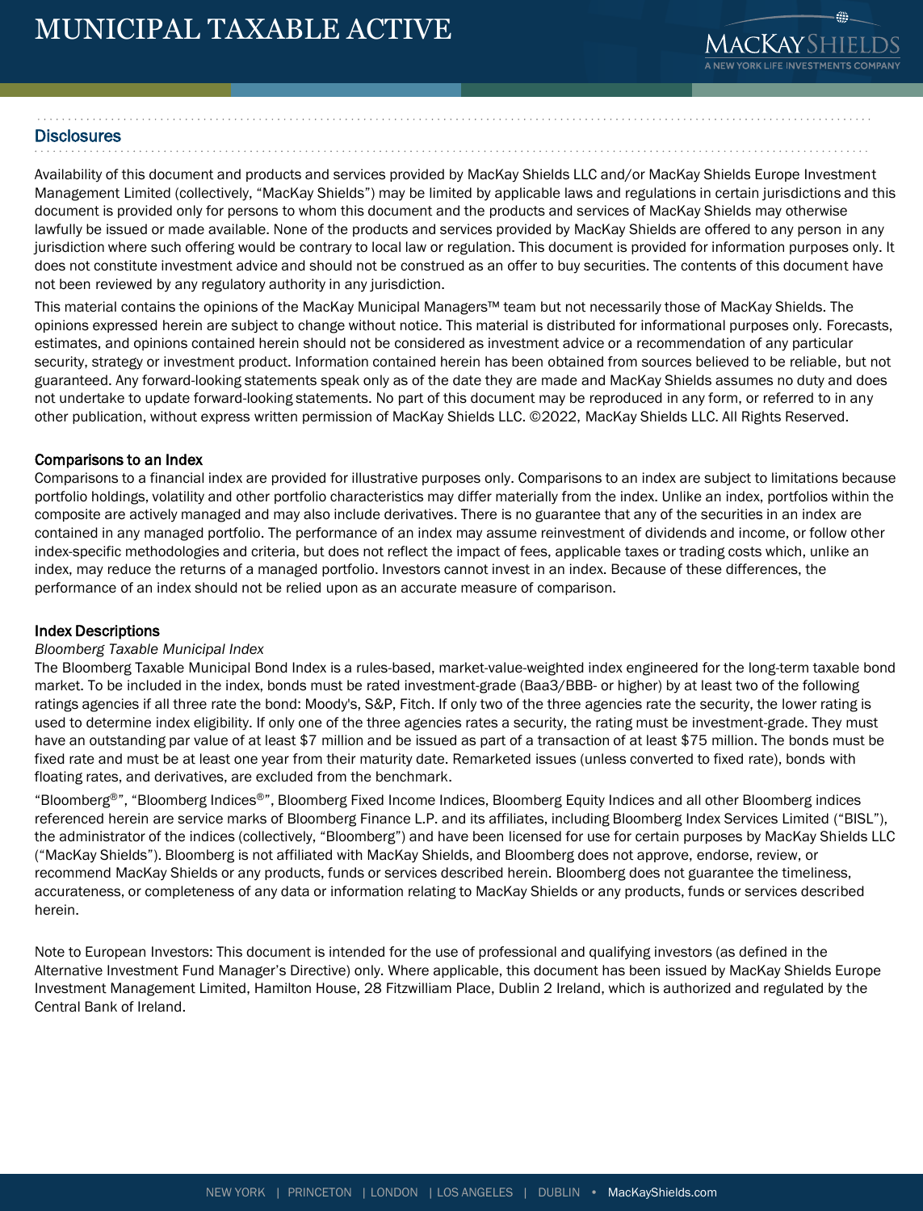## Disclosures

Availability of this document and products and services provided by MacKay Shields LLC and/or MacKay Shields Europe Investment Management Limited (collectively, "MacKay Shields") may be limited by applicable laws and regulations in certain jurisdictions and this document is provided only for persons to whom this document and the products and services of MacKay Shields may otherwise lawfully be issued or made available. None of the products and services provided by MacKay Shields are offered to any person in any jurisdiction where such offering would be contrary to local law or regulation. This document is provided for information purposes only. It does not constitute investment advice and should not be construed as an offer to buy securities. The contents of this document have not been reviewed by any regulatory authority in any jurisdiction.

This material contains the opinions of the MacKay Municipal Managers™ team but not necessarily those of MacKay Shields. The opinions expressed herein are subject to change without notice. This material is distributed for informational purposes only. Forecasts, estimates, and opinions contained herein should not be considered as investment advice or a recommendation of any particular security, strategy or investment product. Information contained herein has been obtained from sources believed to be reliable, but not guaranteed. Any forward-looking statements speak only as of the date they are made and MacKay Shields assumes no duty and does not undertake to update forward-looking statements. No part of this document may be reproduced in any form, or referred to in any other publication, without express written permission of MacKay Shields LLC. ©2022, MacKay Shields LLC. All Rights Reserved.

**Comparisons to an Index**

Comparisons to a financial index are provided for illustrative purposes only. Comparisons to an index are subject to limitations because portfolio holdings, volatility and other portfolio characteristics may differ materially from the index. Unlike an index, portfolios within the composite are actively managed and may also include derivatives. There is no guarantee that any of the securities in an index are contained in any managed portfolio. The performance of an index may assume reinvestment of dividends and income, or follow other index-specific methodologies and criteria, but does not reflect the impact of fees, applicable taxes or trading costs which, unlike an index, may reduce the returns of a managed portfolio. Investors cannot invest in an index. Because of these differences, the performance of an index should not be relied upon as an accurate measure of comparison.

**Index Descriptions**

*Bloomberg Taxable Municipal Index*

The Bloomberg Taxable Municipal Bond Index is a rules-based, market-value-weighted index engineered for the long-term taxable bond market. To be included in the index, bonds must be rated investment-grade (Baa3/BBB- or higher) by at least two of the following ratings agencies if all three rate the bond: Moody's, S&P, Fitch. If only two of the three agencies rate the security, the lower rating is used to determine index eligibility. If only one of the three agencies rates a security, the rating must be investment-grade. They must have an outstanding par value of at least $7 million and be issued as part of a transaction of at least $75 million. The bonds must be fixed rate and must be at least one year from their maturity date. Remarketed issues (unless converted to fixed rate), bonds with floating rates, and derivatives, are excluded from the benchmark.

"Bloomberg®", "Bloomberg Indices®", Bloomberg Fixed Income Indices, Bloomberg Equity Indices and all other Bloomberg indices referenced herein are service marks of Bloomberg Finance L.P. and its affiliates, including Bloomberg Index Services Limited ("BISL"), the administrator of the indices (collectively, "Bloomberg") and have been licensed for use for certain purposes by MacKay Shields LLC ("MacKay Shields"). Bloomberg is not affiliated with MacKay Shields, and Bloomberg does not approve, endorse, review, or recommend MacKay Shields or any products, funds or services described herein. Bloomberg does not guarantee the timeliness, accurateness, or completeness of any data or information relating to MacKay Shields or any products, funds or services described herein.

Note to European Investors: This document is intended for the use of professional and qualifying investors (as defined in the Alternative Investment Fund Manager's Directive) only. Where applicable, this document has been issued by MacKay Shields Europe Investment Management Limited, Hamilton House, 28 Fitzwilliam Place, Dublin 2 Ireland, which is authorized and regulated by the Central Bank of Ireland.